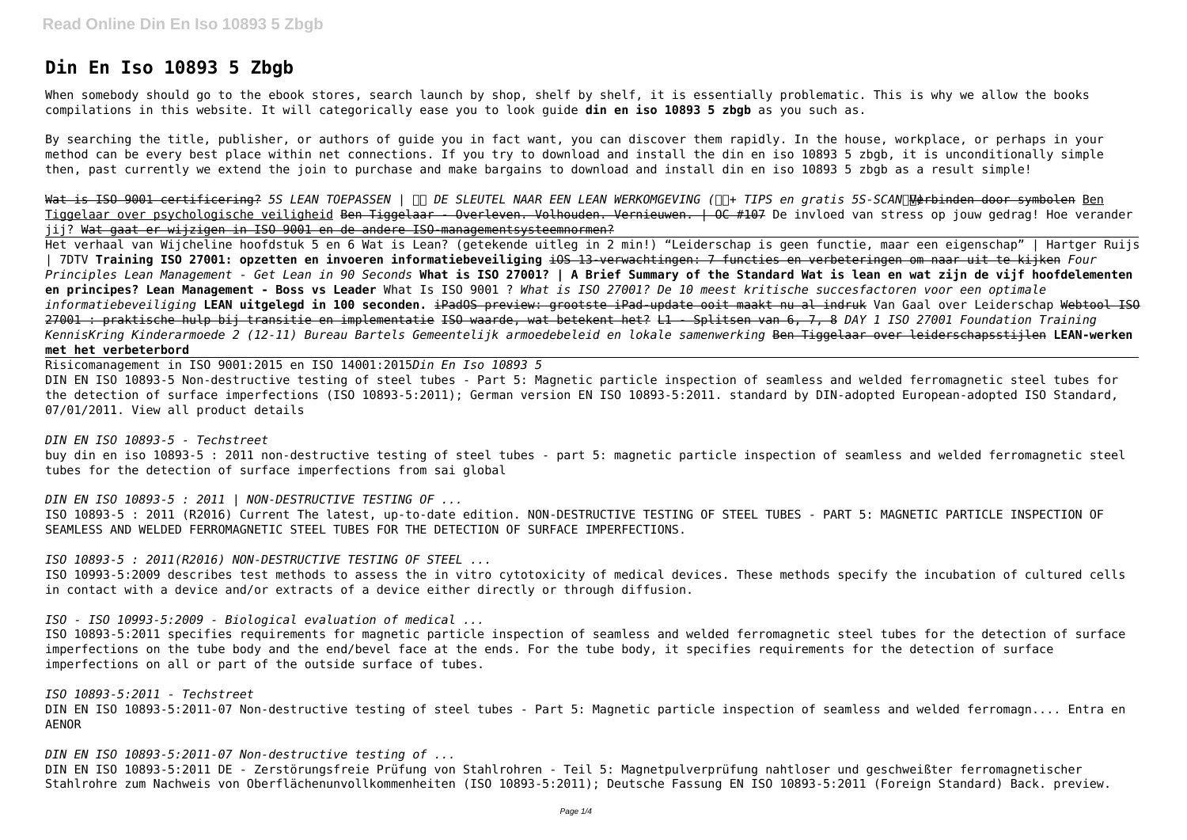# Din En Iso 10893 5 Zbgb

When somebody should go to the ebook stores, search launch by shop, shelf by shelf, it is essentially problematic. This is why we allow the books compilations in this website. It will categorically ease you to look guide **din en iso 10893 5 zbgb** as you such as.

By searching the title, publisher, or authors of guide you in fact want, you can discover them rapidly. In the house, workplace, or perhaps in your method can be every best place within net connections. If you try to download and install the din en iso 10893 5 zbgb, it is unconditionally simple then, past currently we extend the join to purchase and make bargains to download and install din en iso 10893 5 zbgb as a result simple!

~~Wat is ISO 9001 certificering?~~ *5S LEAN TOEPASSEN | DE SLEUTEL NAAR EEN LEAN WERKOMGEVING (+ TIPS en gratis 5S-SCAN)* ~~Verbinden door symbolen~~ Ben Tiggelaar over psychologische veiligheid ~~Ben Tiggelaar - Overleven. Volhouden. Vernieuwen. | OC #107~~ De invloed van stress op jouw gedrag! Hoe verander jij? ~~Wat gaat er wijzigen in ISO 9001 en de andere ISO-managementsysteemnormen?~~

Het verhaal van Wijcheline hoofdstuk 5 en 6 Wat is Lean? (getekende uitleg in 2 min!) "Leiderschap is geen functie, maar een eigenschap" | Hartger Ruijs | 7DTV **Training ISO 27001: opzetten en invoeren informatiebeveiliging** ~~iOS 13-verwachtingen: 7 functies en verbeteringen om naar uit te kijken~~ *Four Principles Lean Management - Get Lean in 90 Seconds* **What is ISO 27001? | A Brief Summary of the Standard Wat is lean en wat zijn de vijf hoofdelementen en principes? Lean Management - Boss vs Leader** What Is ISO 9001 ? *What is ISO 27001? De 10 meest kritische succesfactoren voor een optimale informatiebeveiliging* **LEAN uitgelegd in 100 seconden.** ~~iPadOS preview: grootste iPad-update ooit maakt nu al indruk~~ Van Gaal over Leiderschap ~~Webtool ISO 27001 : praktische hulp bij transitie en implementatie~~ ~~ISO waarde, wat betekent het?~~ ~~L1 - Splitsen van 6, 7, 8~~ *DAY 1 ISO 27001 Foundation Training KennisKring Kinderarmoede 2 (12-11) Bureau Bartels Gemeentelijk armoedebeleid en lokale samenwerking* ~~Ben Tiggelaar over leiderschapsstijlen~~ **LEAN-werken met het verbeterbord**

Risicomanagement in ISO 9001:2015 en ISO 14001:2015*Din En Iso 10893 5*

DIN EN ISO 10893-5 Non-destructive testing of steel tubes - Part 5: Magnetic particle inspection of seamless and welded ferromagnetic steel tubes for the detection of surface imperfections (ISO 10893-5:2011); German version EN ISO 10893-5:2011. standard by DIN-adopted European-adopted ISO Standard, 07/01/2011. View all product details

*DIN EN ISO 10893-5 - Techstreet*

buy din en iso 10893-5 : 2011 non-destructive testing of steel tubes - part 5: magnetic particle inspection of seamless and welded ferromagnetic steel tubes for the detection of surface imperfections from sai global

*DIN EN ISO 10893-5 : 2011 | NON-DESTRUCTIVE TESTING OF ...*

ISO 10893-5 : 2011 (R2016) Current The latest, up-to-date edition. NON-DESTRUCTIVE TESTING OF STEEL TUBES - PART 5: MAGNETIC PARTICLE INSPECTION OF SEAMLESS AND WELDED FERROMAGNETIC STEEL TUBES FOR THE DETECTION OF SURFACE IMPERFECTIONS.

*ISO 10893-5 : 2011(R2016) NON-DESTRUCTIVE TESTING OF STEEL ...*

ISO 10993-5:2009 describes test methods to assess the in vitro cytotoxicity of medical devices. These methods specify the incubation of cultured cells in contact with a device and/or extracts of a device either directly or through diffusion.

*ISO - ISO 10993-5:2009 - Biological evaluation of medical ...*

ISO 10893-5:2011 specifies requirements for magnetic particle inspection of seamless and welded ferromagnetic steel tubes for the detection of surface imperfections on the tube body and the end/bevel face at the ends. For the tube body, it specifies requirements for the detection of surface imperfections on all or part of the outside surface of tubes.

*ISO 10893-5:2011 - Techstreet*

DIN EN ISO 10893-5:2011-07 Non-destructive testing of steel tubes - Part 5: Magnetic particle inspection of seamless and welded ferromagn.... Entra en AENOR

*DIN EN ISO 10893-5:2011-07 Non-destructive testing of ...*

DIN EN ISO 10893-5:2011 DE - Zerstörungsfreie Prüfung von Stahlrohren - Teil 5: Magnetpulverprüfung nahtloser und geschweißter ferromagnetischer Stahlrohre zum Nachweis von Oberflächenunvollkommenheiten (ISO 10893-5:2011); Deutsche Fassung EN ISO 10893-5:2011 (Foreign Standard) Back. preview.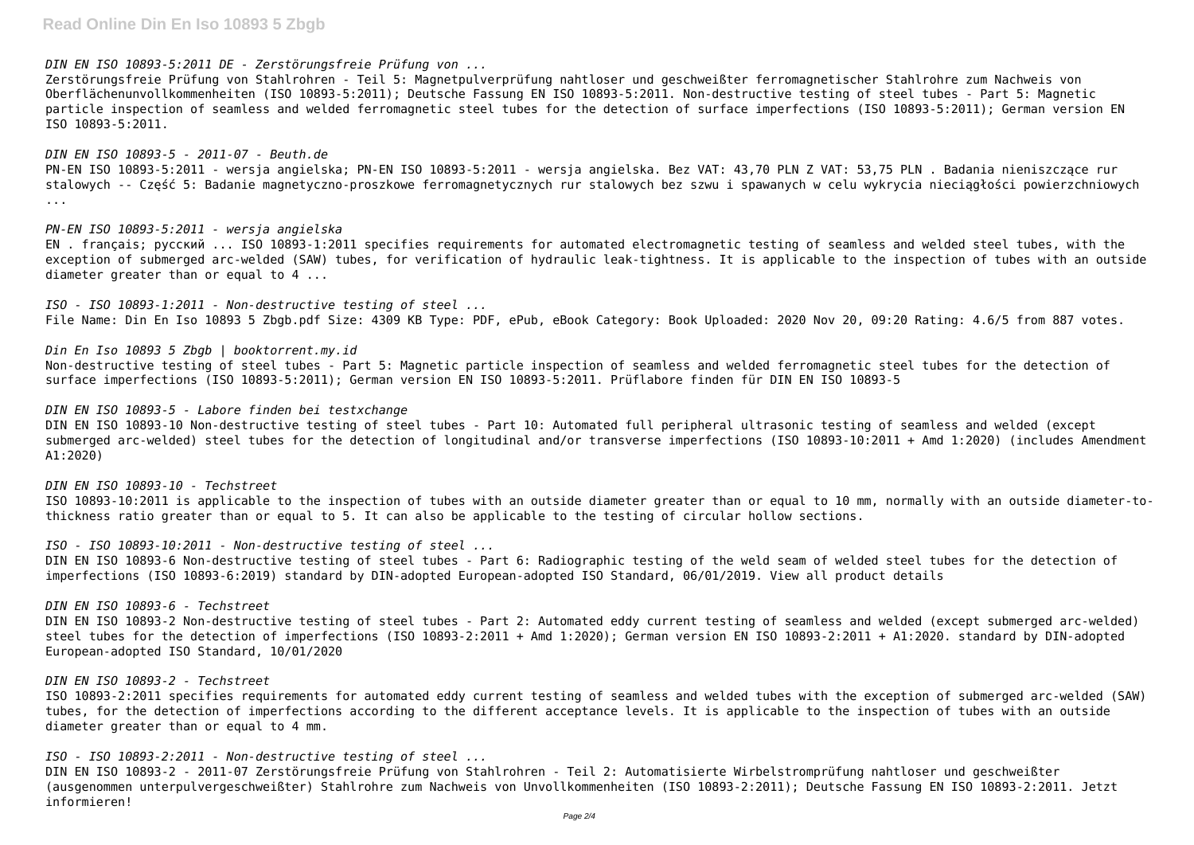*DIN EN ISO 10893-5:2011 DE - Zerstörungsfreie Prüfung von ...*

Zerstörungsfreie Prüfung von Stahlrohren - Teil 5: Magnetpulverprüfung nahtloser und geschweißter ferromagnetischer Stahlrohre zum Nachweis von Oberflächenunvollkommenheiten (ISO 10893-5:2011); Deutsche Fassung EN ISO 10893-5:2011. Non-destructive testing of steel tubes - Part 5: Magnetic particle inspection of seamless and welded ferromagnetic steel tubes for the detection of surface imperfections (ISO 10893-5:2011); German version EN ISO 10893-5:2011.

*DIN EN ISO 10893-5 - 2011-07 - Beuth.de*

PN-EN ISO 10893-5:2011 - wersja angielska; PN-EN ISO 10893-5:2011 - wersja angielska. Bez VAT: 43,70 PLN Z VAT: 53,75 PLN . Badania nieniszczące rur stalowych -- Część 5: Badanie magnetyczno-proszkowe ferromagnetycznych rur stalowych bez szwu i spawanych w celu wykrycia nieciągłości powierzchniowych ...

*PN-EN ISO 10893-5:2011 - wersja angielska*

EN . français; русский ... ISO 10893-1:2011 specifies requirements for automated electromagnetic testing of seamless and welded steel tubes, with the exception of submerged arc-welded (SAW) tubes, for verification of hydraulic leak-tightness. It is applicable to the inspection of tubes with an outside diameter greater than or equal to 4 ...

*ISO - ISO 10893-1:2011 - Non-destructive testing of steel ...*

File Name: Din En Iso 10893 5 Zbgb.pdf Size: 4309 KB Type: PDF, ePub, eBook Category: Book Uploaded: 2020 Nov 20, 09:20 Rating: 4.6/5 from 887 votes.

*Din En Iso 10893 5 Zbgb | booktorrent.my.id*

Non-destructive testing of steel tubes - Part 5: Magnetic particle inspection of seamless and welded ferromagnetic steel tubes for the detection of surface imperfections (ISO 10893-5:2011); German version EN ISO 10893-5:2011. Prüflabore finden für DIN EN ISO 10893-5

*DIN EN ISO 10893-5 - Labore finden bei testxchange*

DIN EN ISO 10893-10 Non-destructive testing of steel tubes - Part 10: Automated full peripheral ultrasonic testing of seamless and welded (except submerged arc-welded) steel tubes for the detection of longitudinal and/or transverse imperfections (ISO 10893-10:2011 + Amd 1:2020) (includes Amendment A1:2020)

*DIN EN ISO 10893-10 - Techstreet*

ISO 10893-10:2011 is applicable to the inspection of tubes with an outside diameter greater than or equal to 10 mm, normally with an outside diameter-to-thickness ratio greater than or equal to 5. It can also be applicable to the testing of circular hollow sections.

*ISO - ISO 10893-10:2011 - Non-destructive testing of steel ...*

DIN EN ISO 10893-6 Non-destructive testing of steel tubes - Part 6: Radiographic testing of the weld seam of welded steel tubes for the detection of imperfections (ISO 10893-6:2019) standard by DIN-adopted European-adopted ISO Standard, 06/01/2019. View all product details

*DIN EN ISO 10893-6 - Techstreet*

DIN EN ISO 10893-2 Non-destructive testing of steel tubes - Part 2: Automated eddy current testing of seamless and welded (except submerged arc-welded) steel tubes for the detection of imperfections (ISO 10893-2:2011 + Amd 1:2020); German version EN ISO 10893-2:2011 + A1:2020. standard by DIN-adopted European-adopted ISO Standard, 10/01/2020

*DIN EN ISO 10893-2 - Techstreet*

ISO 10893-2:2011 specifies requirements for automated eddy current testing of seamless and welded tubes with the exception of submerged arc-welded (SAW) tubes, for the detection of imperfections according to the different acceptance levels. It is applicable to the inspection of tubes with an outside diameter greater than or equal to 4 mm.

*ISO - ISO 10893-2:2011 - Non-destructive testing of steel ...*

DIN EN ISO 10893-2 - 2011-07 Zerstörungsfreie Prüfung von Stahlrohren - Teil 2: Automatisierte Wirbelstromprüfung nahtloser und geschweißter (ausgenommen unterpulvergeschweißter) Stahlrohre zum Nachweis von Unvollkommenheiten (ISO 10893-2:2011); Deutsche Fassung EN ISO 10893-2:2011. Jetzt informieren!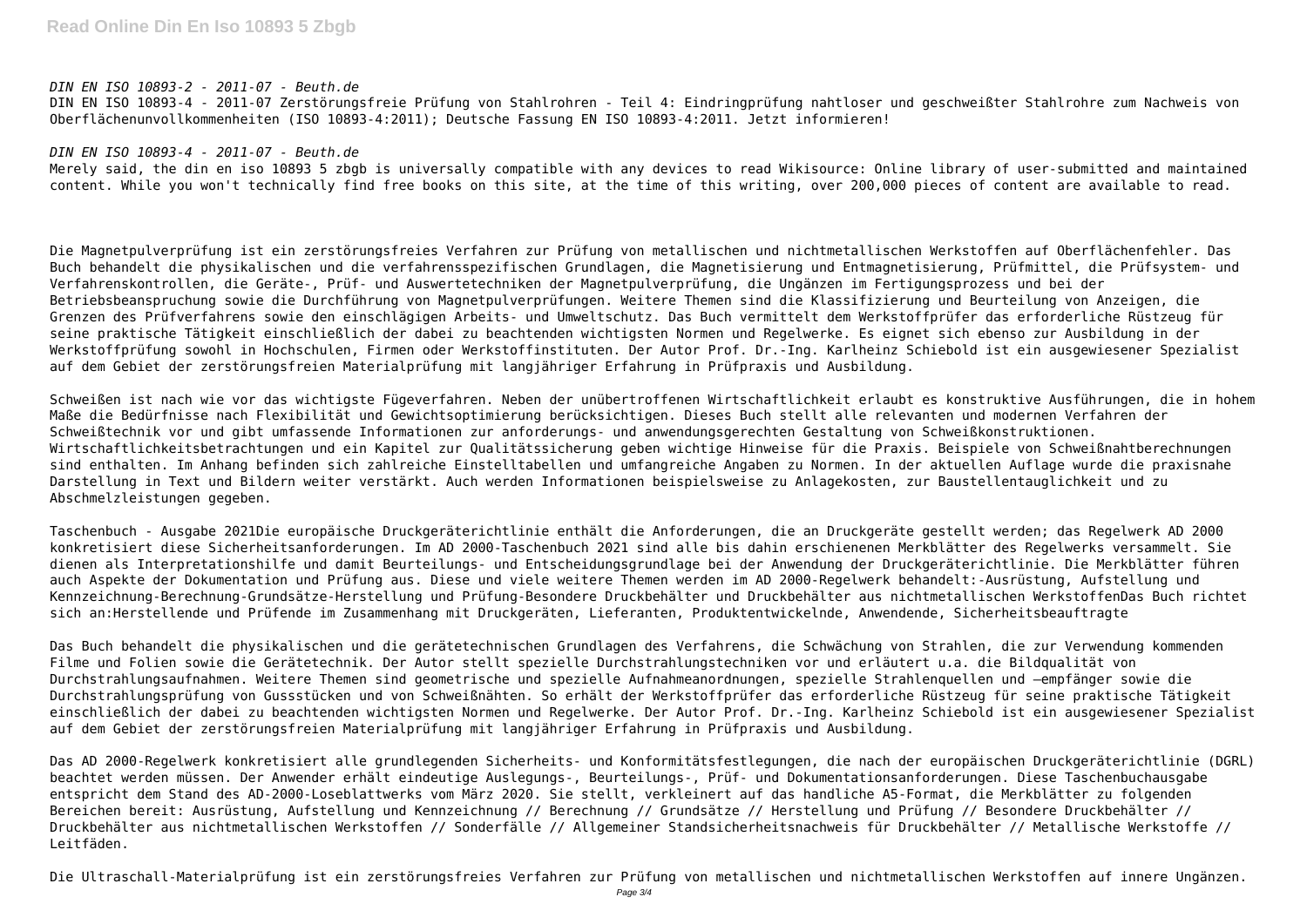*DIN EN ISO 10893-2 - 2011-07 - Beuth.de*

DIN EN ISO 10893-4 - 2011-07 Zerstörungsfreie Prüfung von Stahlrohren - Teil 4: Eindringprüfung nahtloser und geschweißter Stahlrohre zum Nachweis von Oberflächenunvollkommenheiten (ISO 10893-4:2011); Deutsche Fassung EN ISO 10893-4:2011. Jetzt informieren!

*DIN EN ISO 10893-4 - 2011-07 - Beuth.de*

Merely said, the din en iso 10893 5 zbgb is universally compatible with any devices to read Wikisource: Online library of user-submitted and maintained content. While you won't technically find free books on this site, at the time of this writing, over 200,000 pieces of content are available to read.

Die Magnetpulverprüfung ist ein zerstörungsfreies Verfahren zur Prüfung von metallischen und nichtmetallischen Werkstoffen auf Oberflächenfehler. Das Buch behandelt die physikalischen und die verfahrensspezifischen Grundlagen, die Magnetisierung und Entmagnetisierung, Prüfmittel, die Prüfsystem- und Verfahrenskontrollen, die Geräte-, Prüf- und Auswertetechniken der Magnetpulverprüfung, die Ungänzen im Fertigungsprozess und bei der Betriebsbeanspruchung sowie die Durchführung von Magnetpulverprüfungen. Weitere Themen sind die Klassifizierung und Beurteilung von Anzeigen, die Grenzen des Prüfverfahrens sowie den einschlägigen Arbeits- und Umweltschutz. Das Buch vermittelt dem Werkstoffprüfer das erforderliche Rüstzeug für seine praktische Tätigkeit einschließlich der dabei zu beachtenden wichtigsten Normen und Regelwerke. Es eignet sich ebenso zur Ausbildung in der Werkstoffprüfung sowohl in Hochschulen, Firmen oder Werkstoffinstituten. Der Autor Prof. Dr.-Ing. Karlheinz Schiebold ist ein ausgewiesener Spezialist auf dem Gebiet der zerstörungsfreien Materialprüfung mit langjähriger Erfahrung in Prüfpraxis und Ausbildung.

Schweißen ist nach wie vor das wichtigste Fügeverfahren. Neben der unübertroffenen Wirtschaftlichkeit erlaubt es konstruktive Ausführungen, die in hohem Maße die Bedürfnisse nach Flexibilität und Gewichtsoptimierung berücksichtigen. Dieses Buch stellt alle relevanten und modernen Verfahren der Schweißtechnik vor und gibt umfassende Informationen zur anforderungs- und anwendungsgerechten Gestaltung von Schweißkonstruktionen. Wirtschaftlichkeitsbetrachtungen und ein Kapitel zur Qualitätssicherung geben wichtige Hinweise für die Praxis. Beispiele von Schweißnahtberechnungen sind enthalten. Im Anhang befinden sich zahlreiche Einstelltabellen und umfangreiche Angaben zu Normen. In der aktuellen Auflage wurde die praxisnahe Darstellung in Text und Bildern weiter verstärkt. Auch werden Informationen beispielsweise zu Anlagekosten, zur Baustellentauglichkeit und zu Abschmelzleistungen gegeben.

Taschenbuch - Ausgabe 2021Die europäische Druckgeräterichtlinie enthält die Anforderungen, die an Druckgeräte gestellt werden; das Regelwerk AD 2000 konkretisiert diese Sicherheitsanforderungen. Im AD 2000-Taschenbuch 2021 sind alle bis dahin erschienenen Merkblätter des Regelwerks versammelt. Sie dienen als Interpretationshilfe und damit Beurteilungs- und Entscheidungsgrundlage bei der Anwendung der Druckgeräterichtlinie. Die Merkblätter führen auch Aspekte der Dokumentation und Prüfung aus. Diese und viele weitere Themen werden im AD 2000-Regelwerk behandelt:-Ausrüstung, Aufstellung und Kennzeichnung-Berechnung-Grundsätze-Herstellung und Prüfung-Besondere Druckbehälter und Druckbehälter aus nichtmetallischen WerkstoffenDas Buch richtet sich an:Herstellende und Prüfende im Zusammenhang mit Druckgeräten, Lieferanten, Produktentwickelnde, Anwendende, Sicherheitsbeauftragte

Das Buch behandelt die physikalischen und die gerätetechnischen Grundlagen des Verfahrens, die Schwächung von Strahlen, die zur Verwendung kommenden Filme und Folien sowie die Gerätetechnik. Der Autor stellt spezielle Durchstrahlungstechniken vor und erläutert u.a. die Bildqualität von Durchstrahlungsaufnahmen. Weitere Themen sind geometrische und spezielle Aufnahmeanordnungen, spezielle Strahlenquellen und –empfänger sowie die Durchstrahlungsprüfung von Gussstücken und von Schweißnähten. So erhält der Werkstoffprüfer das erforderliche Rüstzeug für seine praktische Tätigkeit einschließlich der dabei zu beachtenden wichtigsten Normen und Regelwerke. Der Autor Prof. Dr.-Ing. Karlheinz Schiebold ist ein ausgewiesener Spezialist auf dem Gebiet der zerstörungsfreien Materialprüfung mit langjähriger Erfahrung in Prüfpraxis und Ausbildung.

Das AD 2000-Regelwerk konkretisiert alle grundlegenden Sicherheits- und Konformitätsfestlegungen, die nach der europäischen Druckgeräterichtlinie (DGRL) beachtet werden müssen. Der Anwender erhält eindeutige Auslegungs-, Beurteilungs-, Prüf- und Dokumentationsanforderungen. Diese Taschenbuchausgabe entspricht dem Stand des AD-2000-Loseblattwerks vom März 2020. Sie stellt, verkleinert auf das handliche A5-Format, die Merkblätter zu folgenden Bereichen bereit: Ausrüstung, Aufstellung und Kennzeichnung // Berechnung // Grundsätze // Herstellung und Prüfung // Besondere Druckbehälter // Druckbehälter aus nichtmetallischen Werkstoffen // Sonderfälle // Allgemeiner Standsicherheitsnachweis für Druckbehälter // Metallische Werkstoffe // Leitfäden.

Die Ultraschall-Materialprüfung ist ein zerstörungsfreies Verfahren zur Prüfung von metallischen und nichtmetallischen Werkstoffen auf innere Ungänzen.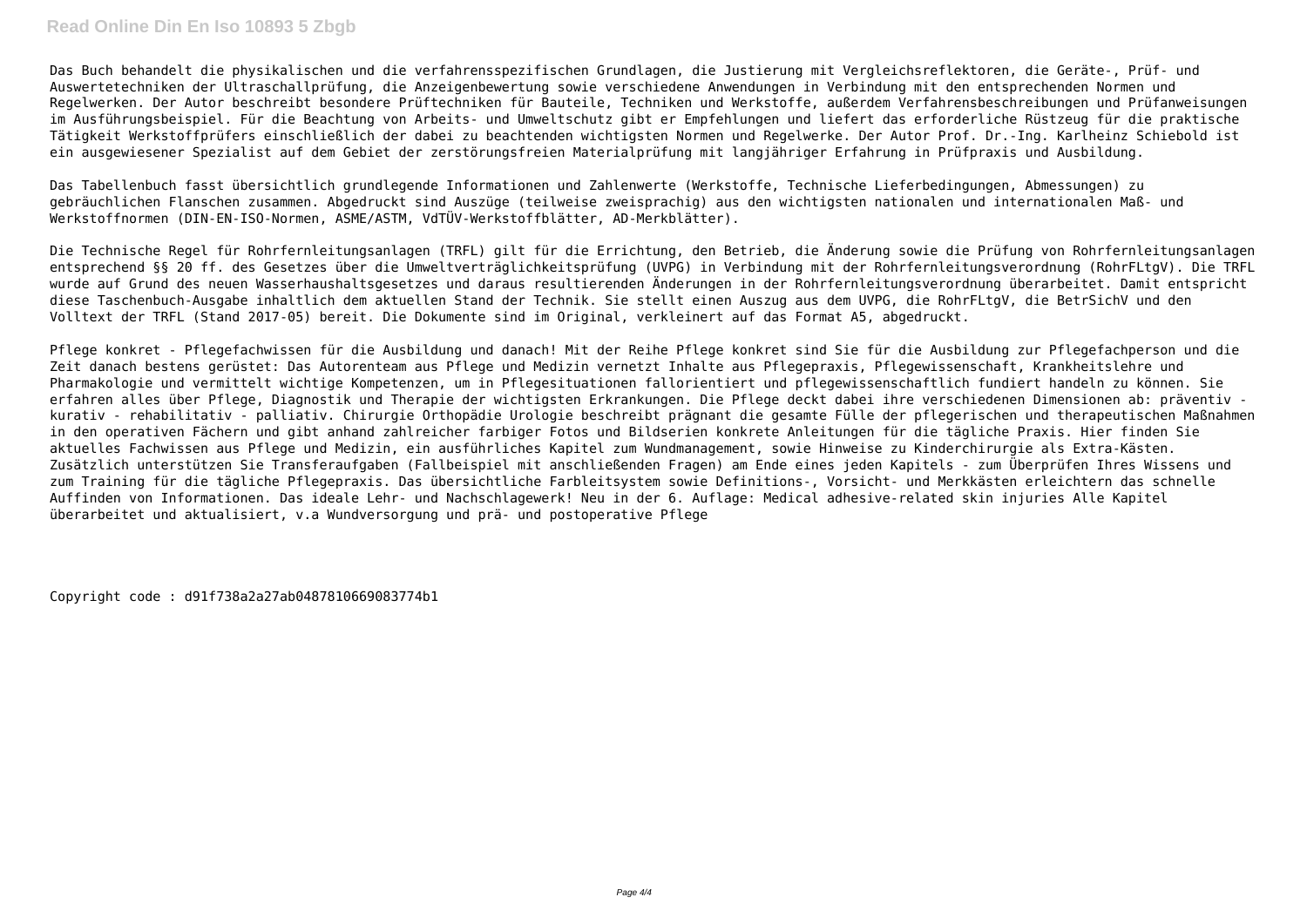Das Buch behandelt die physikalischen und die verfahrensspezifischen Grundlagen, die Justierung mit Vergleichsreflektoren, die Geräte-, Prüf- und Auswertetechniken der Ultraschallprüfung, die Anzeigenbewertung sowie verschiedene Anwendungen in Verbindung mit den entsprechenden Normen und Regelwerken. Der Autor beschreibt besondere Prüftechniken für Bauteile, Techniken und Werkstoffe, außerdem Verfahrensbeschreibungen und Prüfanweisungen im Ausführungsbeispiel. Für die Beachtung von Arbeits- und Umweltschutz gibt er Empfehlungen und liefert das erforderliche Rüstzeug für die praktische Tätigkeit Werkstoffprüfers einschließlich der dabei zu beachtenden wichtigsten Normen und Regelwerke. Der Autor Prof. Dr.-Ing. Karlheinz Schiebold ist ein ausgewiesener Spezialist auf dem Gebiet der zerstörungsfreien Materialprüfung mit langjähriger Erfahrung in Prüfpraxis und Ausbildung.

Das Tabellenbuch fasst übersichtlich grundlegende Informationen und Zahlenwerte (Werkstoffe, Technische Lieferbedingungen, Abmessungen) zu gebräuchlichen Flanschen zusammen. Abgedruckt sind Auszüge (teilweise zweisprachig) aus den wichtigsten nationalen und internationalen Maß- und Werkstoffnormen (DIN-EN-ISO-Normen, ASME/ASTM, VdTÜV-Werkstoffblätter, AD-Merkblätter).

Die Technische Regel für Rohrfernleitungsanlagen (TRFL) gilt für die Errichtung, den Betrieb, die Änderung sowie die Prüfung von Rohrfernleitungsanlagen entsprechend §§ 20 ff. des Gesetzes über die Umweltverträglichkeitsprüfung (UVPG) in Verbindung mit der Rohrfernleitungsverordnung (RohrFLtgV). Die TRFL wurde auf Grund des neuen Wasserhaushaltsgesetzes und daraus resultierenden Änderungen in der Rohrfernleitungsverordnung überarbeitet. Damit entspricht diese Taschenbuch-Ausgabe inhaltlich dem aktuellen Stand der Technik. Sie stellt einen Auszug aus dem UVPG, die RohrFLtgV, die BetrSichV und den Volltext der TRFL (Stand 2017-05) bereit. Die Dokumente sind im Original, verkleinert auf das Format A5, abgedruckt.

Pflege konkret - Pflegefachwissen für die Ausbildung und danach! Mit der Reihe Pflege konkret sind Sie für die Ausbildung zur Pflegefachperson und die Zeit danach bestens gerüstet: Das Autorenteam aus Pflege und Medizin vernetzt Inhalte aus Pflegepraxis, Pflegewissenschaft, Krankheitslehre und Pharmakologie und vermittelt wichtige Kompetenzen, um in Pflegesituationen fallorientiert und pflegewissenschaftlich fundiert handeln zu können. Sie erfahren alles über Pflege, Diagnostik und Therapie der wichtigsten Erkrankungen. Die Pflege deckt dabei ihre verschiedenen Dimensionen ab: präventiv - kurativ - rehabilitativ - palliativ. Chirurgie Orthopädie Urologie beschreibt prägnant die gesamte Fülle der pflegerischen und therapeutischen Maßnahmen in den operativen Fächern und gibt anhand zahlreicher farbiger Fotos und Bildserien konkrete Anleitungen für die tägliche Praxis. Hier finden Sie aktuelles Fachwissen aus Pflege und Medizin, ein ausführliches Kapitel zum Wundmanagement, sowie Hinweise zu Kinderchirurgie als Extra-Kästen. Zusätzlich unterstützen Sie Transferaufgaben (Fallbeispiel mit anschließenden Fragen) am Ende eines jeden Kapitels - zum Überprüfen Ihres Wissens und zum Training für die tägliche Pflegepraxis. Das übersichtliche Farbleitsystem sowie Definitions-, Vorsicht- und Merkkästen erleichtern das schnelle Auffinden von Informationen. Das ideale Lehr- und Nachschlagewerk! Neu in der 6. Auflage: Medical adhesive-related skin injuries Alle Kapitel überarbeitet und aktualisiert, v.a Wundversorgung und prä- und postoperative Pflege

Copyright code : d91f738a2a27ab0487810669083774b1